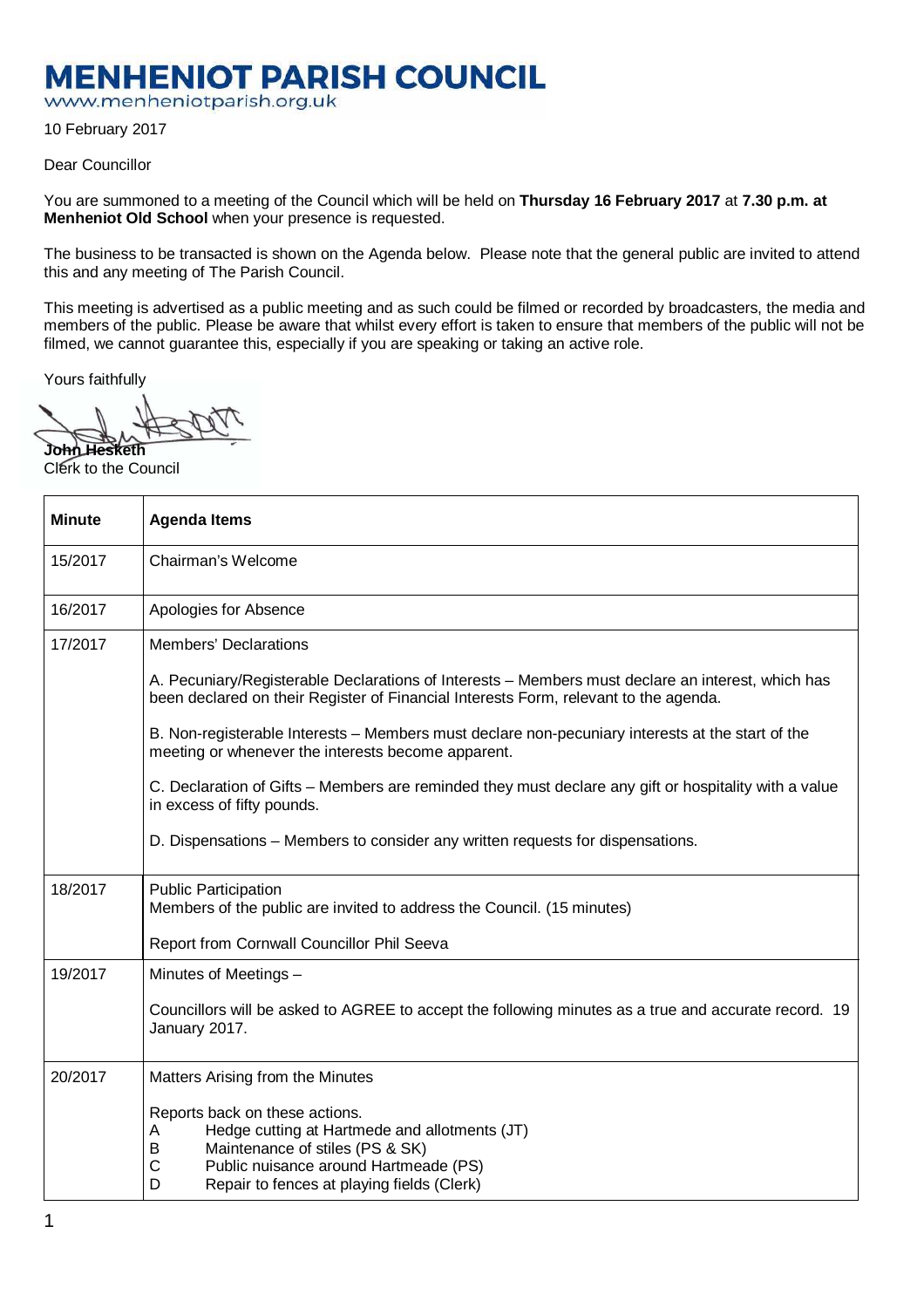# MENHENIOT PARISH COUNCIL

www.menheniotparish.org.uk

10 February 2017

Dear Councillor

You are summoned to a meeting of the Council which will be held on **Thursday 16 February 2017** at **7.30 p.m. at Menheniot Old School** when your presence is requested.

The business to be transacted is shown on the Agenda below. Please note that the general public are invited to attend this and any meeting of The Parish Council.

This meeting is advertised as a public meeting and as such could be filmed or recorded by broadcasters, the media and members of the public. Please be aware that whilst every effort is taken to ensure that members of the public will not be filmed, we cannot guarantee this, especially if you are speaking or taking an active role.

Yours faithfully

**John Hesketh**
Clerk to the Council

| Minute | Agenda Items |
|---|---|
| 15/2017 | Chairman's Welcome |
| 16/2017 | Apologies for Absence |
| 17/2017 | Members' Declarations<br><br>A. Pecuniary/Registerable Declarations of Interests – Members must declare an interest, which has been declared on their Register of Financial Interests Form, relevant to the agenda.<br><br>B. Non-registerable Interests – Members must declare non-pecuniary interests at the start of the meeting or whenever the interests become apparent.<br><br>C. Declaration of Gifts – Members are reminded they must declare any gift or hospitality with a value in excess of fifty pounds.<br><br>D. Dispensations – Members to consider any written requests for dispensations. |
| 18/2017 | Public Participation<br>Members of the public are invited to address the Council. (15 minutes)<br><br>Report from Cornwall Councillor Phil Seeva |
| 19/2017 | Minutes of Meetings –<br><br>Councillors will be asked to AGREE to accept the following minutes as a true and accurate record. 19 January 2017. |
| 20/2017 | Matters Arising from the Minutes<br><br>Reports back on these actions.<br>A Hedge cutting at Hartmede and allotments (JT)<br>B Maintenance of stiles (PS & SK)<br>C Public nuisance around Hartmeade (PS)<br>D Repair to fences at playing fields (Clerk) |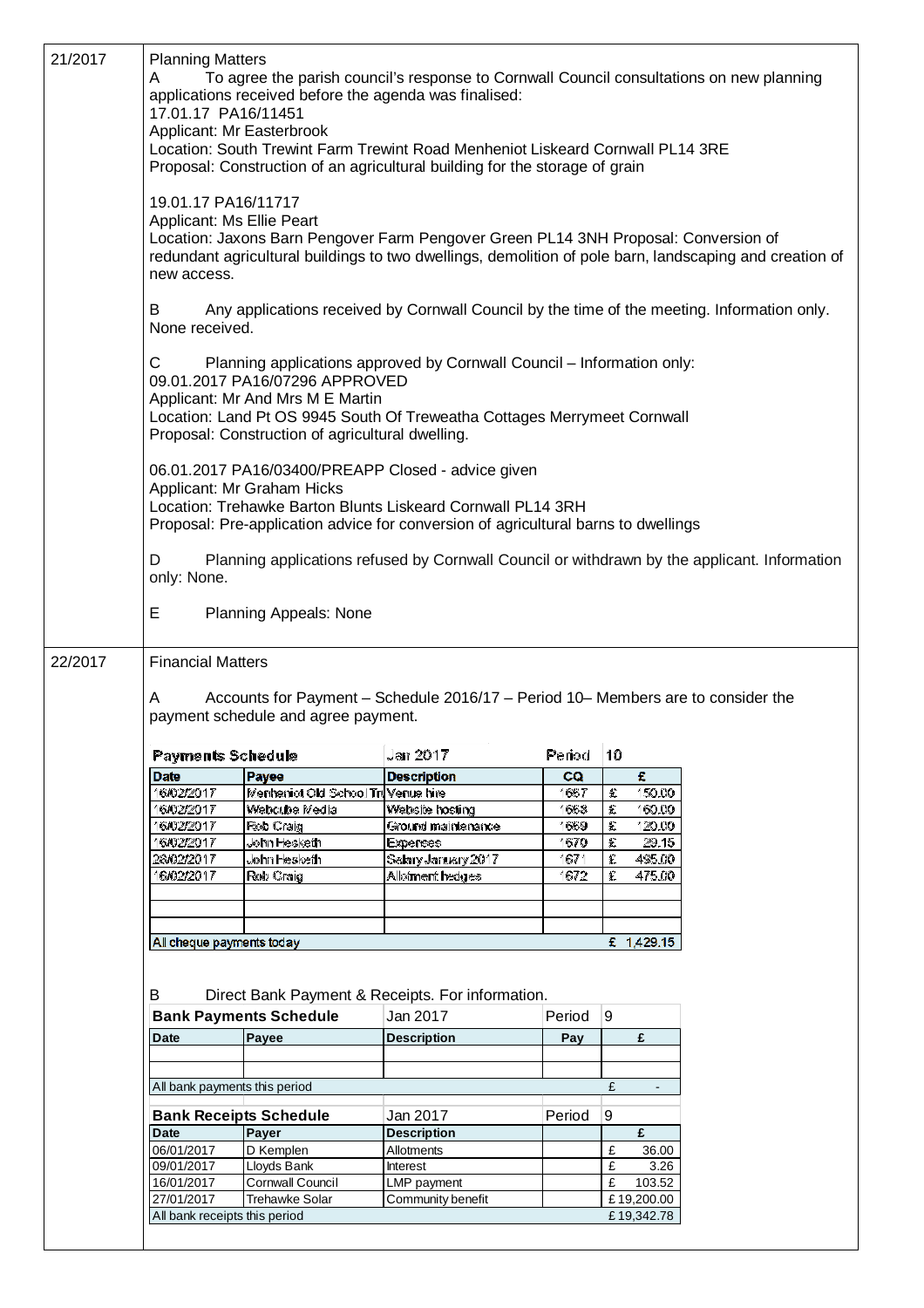21/2017

**Planning Matters**

A To agree the parish council's response to Cornwall Council consultations on new planning applications received before the agenda was finalised:

17.01.17 PA16/11451
Applicant: Mr Easterbrook
Location: South Trewint Farm Trewint Road Menheniot Liskeard Cornwall PL14 3RE
Proposal: Construction of an agricultural building for the storage of grain

19.01.17 PA16/11717
Applicant: Ms Ellie Peart
Location: Jaxons Barn Pengover Farm Pengover Green PL14 3NH Proposal: Conversion of redundant agricultural buildings to two dwellings, demolition of pole barn, landscaping and creation of new access.

B Any applications received by Cornwall Council by the time of the meeting. Information only. None received.

C Planning applications approved by Cornwall Council – Information only:
09.01.2017 PA16/07296 APPROVED
Applicant: Mr And Mrs M E Martin
Location: Land Pt OS 9945 South Of Treweatha Cottages Merrymeet Cornwall
Proposal: Construction of agricultural dwelling.

06.01.2017 PA16/03400/PREAPP Closed - advice given
Applicant: Mr Graham Hicks
Location: Trehawke Barton Blunts Liskeard Cornwall PL14 3RH
Proposal: Pre-application advice for conversion of agricultural barns to dwellings

D Planning applications refused by Cornwall Council or withdrawn by the applicant. Information only: None.

E Planning Appeals: None

22/2017

**Financial Matters**

A Accounts for Payment – Schedule 2016/17 – Period 10– Members are to consider the payment schedule and agree payment.

**Payments Schedule** Jan 2017 Period 10

| Date | Payee | Description | CQ | £ |
|---|---|---|---|---|
| 16/02/2017 | Menheniot Old School Tru | Venue hire | 1667 | £ 150.00 |
| 16/02/2017 | Webcube Media | Website hosting | 1668 | £ 160.00 |
| 16/02/2017 | Rob Craig | Ground maintenance | 1669 | £ 120.00 |
| 16/02/2017 | John Hesketh | Expenses | 1670 | £ 29.15 |
| 28/02/2017 | John Hesketh | Salary January 2017 | 1671 | £ 495.00 |
| 16/02/2017 | Rob Craig | Allotment hedges | 1672 | £ 475.00 |
| | | | | |
| | | | | |
| | | | | |
| All cheque payments today | | | | £ 1,429.15 |

B Direct Bank Payment & Receipts. For information.

**Bank Payments Schedule** Jan 2017 Period 9

| Date | Payee | Description | Pay | £ |
|---|---|---|---|---|
| | | | | |
| | | | | |
| All bank payments this period | | | | £ - |

**Bank Receipts Schedule** Jan 2017 Period 9

| Date | Payer | Description | | £ |
|---|---|---|---|---|
| 06/01/2017 | D Kemplen | Allotments | | £ 36.00 |
| 09/01/2017 | Lloyds Bank | Interest | | £ 3.26 |
| 16/01/2017 | Cornwall Council | LMP payment | | £ 103.52 |
| 27/01/2017 | Trehawke Solar | Community benefit | | £ 19,200.00 |
| All bank receipts this period | | | | £ 19,342.78 |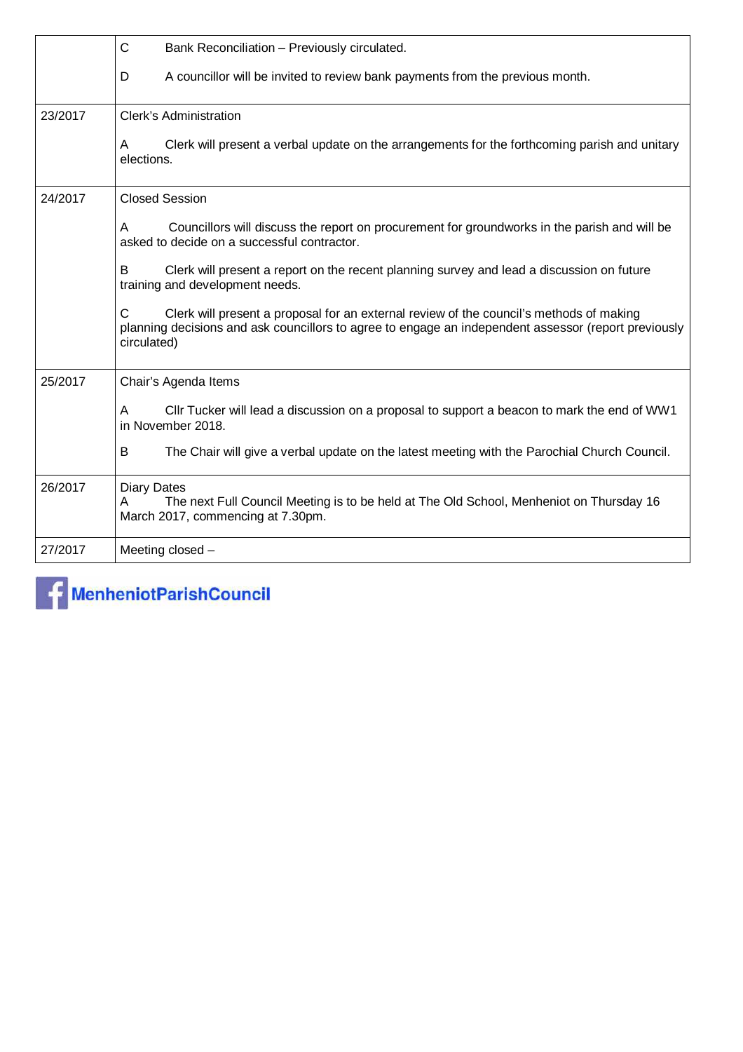| | |
|---|---|
| | C Bank Reconciliation – Previously circulated.<br><br>D A councillor will be invited to review bank payments from the previous month. |
| 23/2017 | Clerk's Administration<br><br>A Clerk will present a verbal update on the arrangements for the forthcoming parish and unitary elections. |
| 24/2017 | Closed Session<br><br>A Councillors will discuss the report on procurement for groundworks in the parish and will be asked to decide on a successful contractor.<br><br>B Clerk will present a report on the recent planning survey and lead a discussion on future training and development needs.<br><br>C Clerk will present a proposal for an external review of the council's methods of making planning decisions and ask councillors to agree to engage an independent assessor (report previously circulated) |
| 25/2017 | Chair's Agenda Items<br><br>A Cllr Tucker will lead a discussion on a proposal to support a beacon to mark the end of WW1 in November 2018.<br><br>B The Chair will give a verbal update on the latest meeting with the Parochial Church Council. |
| 26/2017 | Diary Dates<br>A The next Full Council Meeting is to be held at The Old School, Menheniot on Thursday 16 March 2017, commencing at 7.30pm. |
| 27/2017 | Meeting closed – |

MenheniotParishCouncil